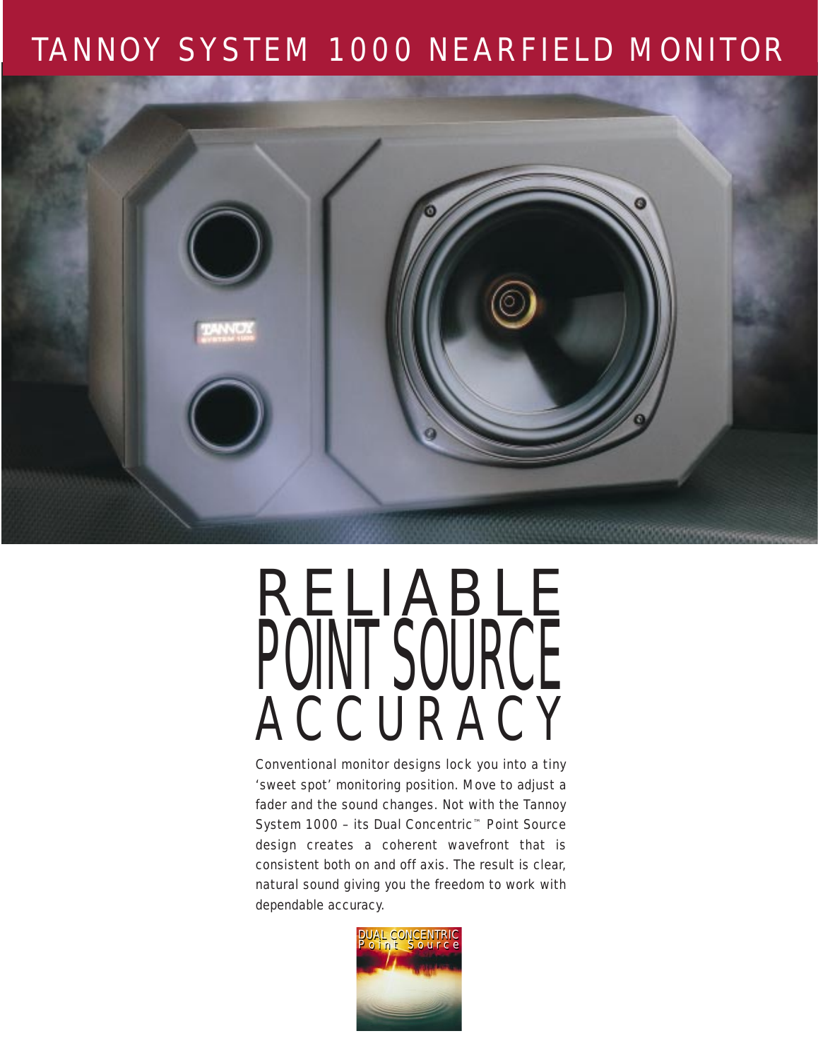# TANNOY SYSTEM 1000 NEARFIELD MONITOR

# RELIABLE POINT SOURCE ACCURACY

Conventional monitor designs lock you into a tiny 'sweet spot' monitoring position. Move to adjust a fader and the sound changes. Not with the Tannoy System 1000 – its Dual Concentric™ Point Source design creates a coherent wavefront that is consistent both on and off axis. The result is clear, natural sound giving you the freedom to work with dependable accuracy.

DUAL CONCENTRIC
Point Source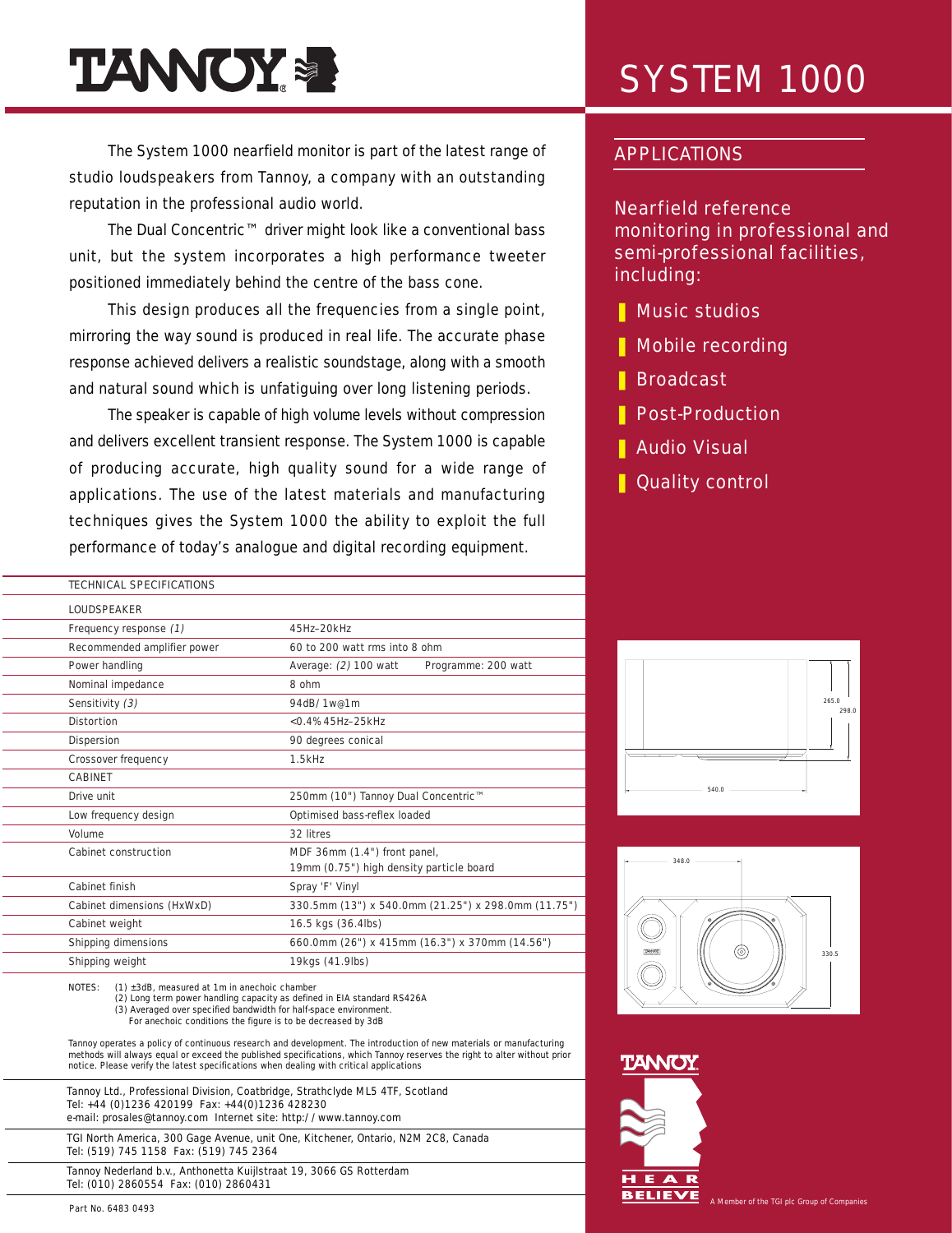# SYSTEM 1000

The System 1000 nearfield monitor is part of the latest range of studio loudspeakers from Tannoy, a company with an outstanding reputation in the professional audio world.

The Dual Concentric™ driver might look like a conventional bass unit, but the system incorporates a high performance tweeter positioned immediately behind the centre of the bass cone.

This design produces all the frequencies from a single point, mirroring the way sound is produced in real life. The accurate phase response achieved delivers a realistic soundstage, along with a smooth and natural sound which is unfatiguing over long listening periods.

The speaker is capable of high volume levels without compression and delivers excellent transient response. The System 1000 is capable of producing accurate, high quality sound for a wide range of applications. The use of the latest materials and manufacturing techniques gives the System 1000 the ability to exploit the full performance of today's analogue and digital recording equipment.

## APPLICATIONS

Nearfield reference monitoring in professional and semi-professional facilities, including:

- Music studios
- Mobile recording
- Broadcast
- Post-Production
- Audio Visual
- Quality control

## TECHNICAL SPECIFICATIONS

| | |
|---|---|
| **LOUDSPEAKER** | |
| Frequency response *(1)* | 45Hz–20kHz |
| Recommended amplifier power | 60 to 200 watt rms into 8 ohm |
| Power handling | Average: *(2)* 100 watt     Programme: 200 watt |
| Nominal impedance | 8 ohm |
| Sensitivity *(3)* | 94dB/1w@1m |
| Distortion | <0.4% 45Hz–25kHz |
| Dispersion | 90 degrees conical |
| Crossover frequency | 1.5kHz |
| **CABINET** | |
| Drive unit | 250mm (10") Tannoy Dual Concentric™ |
| Low frequency design | Optimised bass-reflex loaded |
| Volume | 32 litres |
| Cabinet construction | MDF 36mm (1.4") front panel, 19mm (0.75") high density particle board |
| Cabinet finish | Spray 'F' Vinyl |
| Cabinet dimensions (HxWxD) | 330.5mm (13") x 540.0mm (21.25") x 298.0mm (11.75") |
| Cabinet weight | 16.5 kgs (36.4lbs) |
| Shipping dimensions | 660.0mm (26") x 415mm (16.3") x 370mm (14.56") |
| Shipping weight | 19kgs (41.9lbs) |

NOTES:
(1) ±3dB, measured at 1m in anechoic chamber
(2) Long term power handling capacity as defined in EIA standard RS426A
(3) Averaged over specified bandwidth for half-space environment. For anechoic conditions the figure is to be decreased by 3dB

265.0
298.0
540.0

348.0
330.5

Tannoy operates a policy of continuous research and development. The introduction of new materials or manufacturing methods will always equal or exceed the published specifications, which Tannoy reserves the right to alter without prior notice. Please verify the latest specifications when dealing with critical applications

Tannoy Ltd., Professional Division, Coatbridge, Strathclyde ML5 4TF, Scotland
Tel: +44 (0)1236 420199 Fax: +44(0)1236 428230
e-mail: prosales@tannoy.com Internet site: http://www.tannoy.com

TGI North America, 300 Gage Avenue, unit One, Kitchener, Ontario, N2M 2C8, Canada
Tel: (519) 745 1158 Fax: (519) 745 2364

Tannoy Nederland b.v., Anthonetta Kuijlstraat 19, 3066 GS Rotterdam
Tel: (010) 2860554 Fax: (010) 2860431

Part No. 6483 0493

HEAR BELIEVE

A Member of the TGI plc Group of Companies